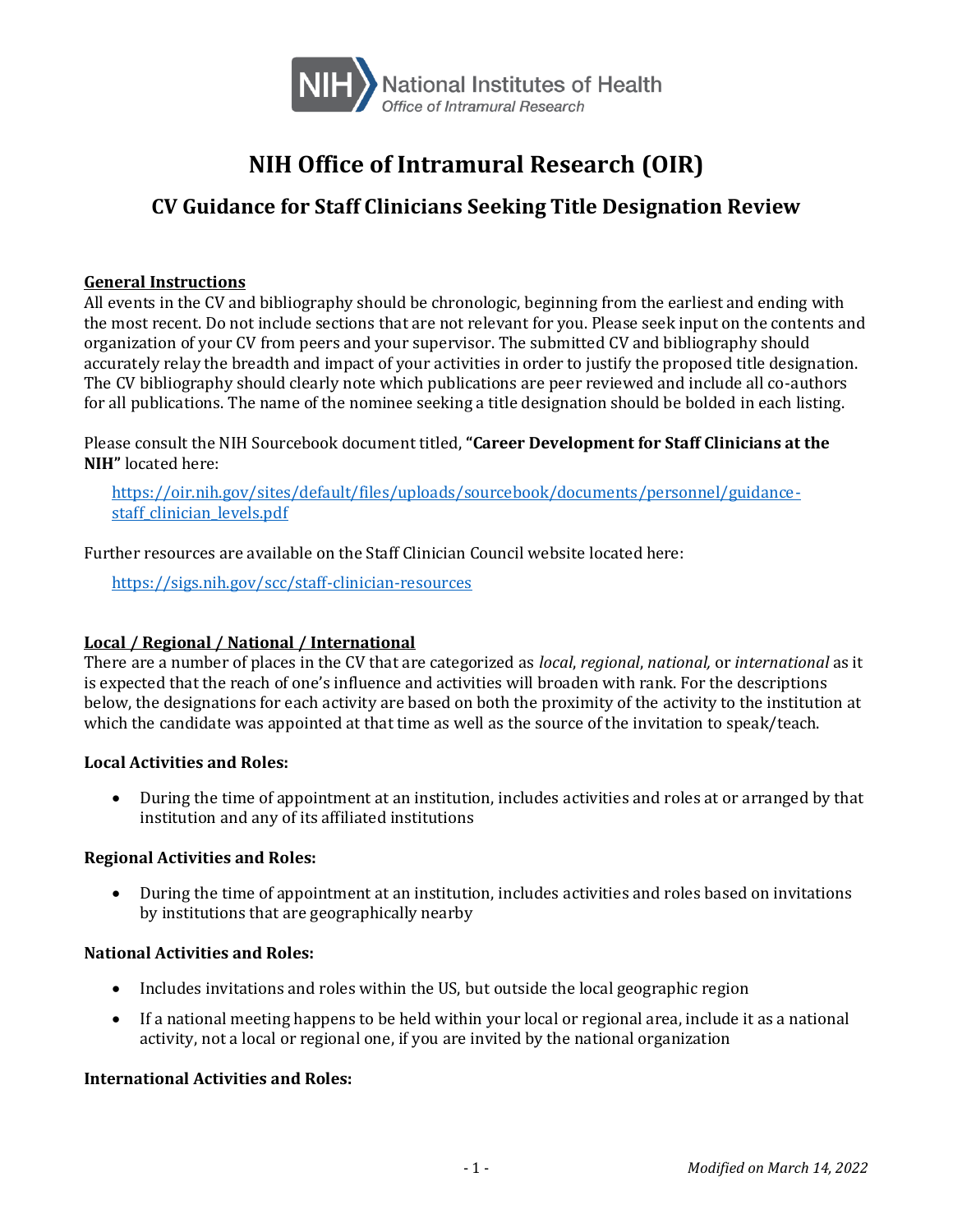# NIH Office of Intramural Research (OIR)

## CV Guidance for Staff Clinicians Seeking Title Designation Review

**General Instructions**

All events in the CV and bibliography should be chronologic, beginning from the earliest and ending with the most recent. Do not include sections that are not relevant for you. Please seek input on the contents and organization of your CV from peers and your supervisor. The submitted CV and bibliography should accurately relay the breadth and impact of your activities in order to justify the proposed title designation. The CV bibliography should clearly note which publications are peer reviewed and include all co-authors for all publications. The name of the nominee seeking a title designation should be bolded in each listing.

Please consult the NIH Sourcebook document titled, **"Career Development for Staff Clinicians at the NIH"** located here:

[https://oir.nih.gov/sites/default/files/uploads/sourcebook/documents/personnel/guidance-staff_clinician_levels.pdf](https://oir.nih.gov/sites/default/files/uploads/sourcebook/documents/personnel/guidance-staff_clinician_levels.pdf)

Further resources are available on the Staff Clinician Council website located here:

[https://sigs.nih.gov/scc/staff-clinician-resources](https://sigs.nih.gov/scc/staff-clinician-resources)

**Local / Regional / National / International**

There are a number of places in the CV that are categorized as *local*, *regional*, *national,* or *international* as it is expected that the reach of one's influence and activities will broaden with rank. For the descriptions below, the designations for each activity are based on both the proximity of the activity to the institution at which the candidate was appointed at that time as well as the source of the invitation to speak/teach.

**Local Activities and Roles:**

- During the time of appointment at an institution, includes activities and roles at or arranged by that institution and any of its affiliated institutions

**Regional Activities and Roles:**

- During the time of appointment at an institution, includes activities and roles based on invitations by institutions that are geographically nearby

**National Activities and Roles:**

- Includes invitations and roles within the US, but outside the local geographic region
- If a national meeting happens to be held within your local or regional area, include it as a national activity, not a local or regional one, if you are invited by the national organization

**International Activities and Roles:**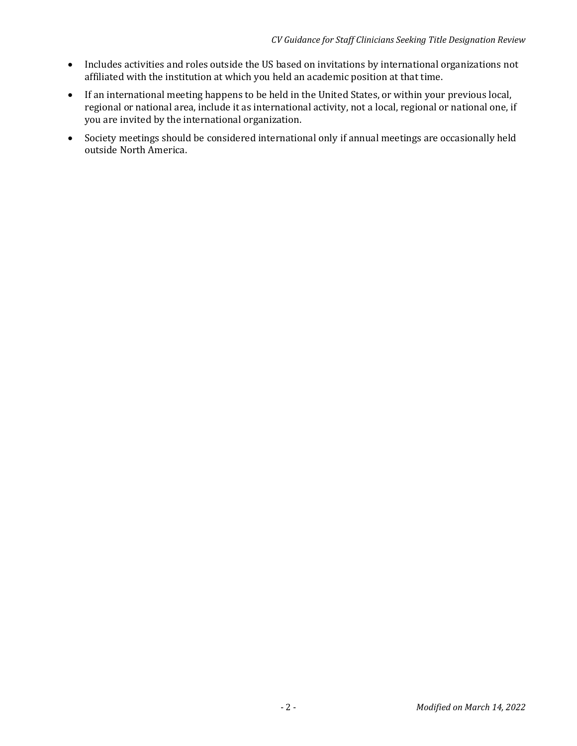- Includes activities and roles outside the US based on invitations by international organizations not affiliated with the institution at which you held an academic position at that time.
- If an international meeting happens to be held in the United States, or within your previous local, regional or national area, include it as international activity, not a local, regional or national one, if you are invited by the international organization.
- Society meetings should be considered international only if annual meetings are occasionally held outside North America.